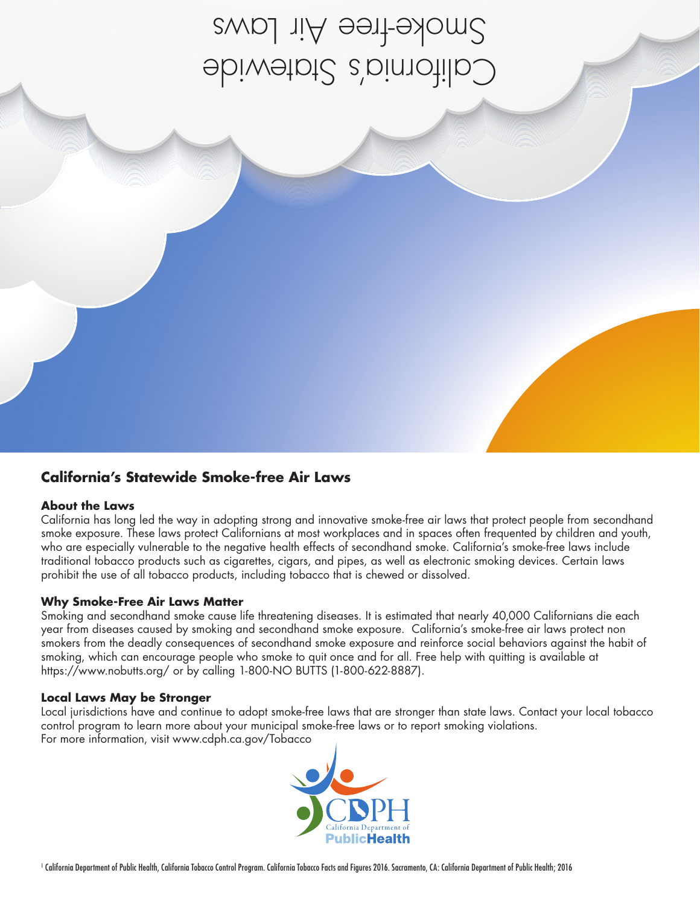California's Statewide Smoke-free Air Laws

## California's Statewide Smoke-free Air Laws

### About the Laws

California has long led the way in adopting strong and innovative smoke-free air laws that protect people from secondhand smoke exposure. These laws protect Californians at most workplaces and in spaces often frequented by children and youth, who are especially vulnerable to the negative health effects of secondhand smoke. California's smoke-free laws include traditional tobacco products such as cigarettes, cigars, and pipes, as well as electronic smoking devices. Certain laws prohibit the use of all tobacco products, including tobacco that is chewed or dissolved.

### Why Smoke-Free Air Laws Matter

Smoking and secondhand smoke cause life threatening diseases. It is estimated that nearly 40,000 Californians die each year from diseases caused by smoking and secondhand smoke exposure. California's smoke-free air laws protect non smokers from the deadly consequences of secondhand smoke exposure and reinforce social behaviors against the habit of smoking, which can encourage people who smoke to quit once and for all. Free help with quitting is available at https://www.nobutts.org/ or by calling 1-800-NO BUTTS (1-800-622-8887).

### Local Laws May be Stronger

Local jurisdictions have and continue to adopt smoke-free laws that are stronger than state laws. Contact your local tobacco control program to learn more about your municipal smoke-free laws or to report smoking violations.
For more information, visit www.cdph.ca.gov/Tobacco

CDPH California Department of Public Health

[1] California Department of Public Health, California Tobacco Control Program. California Tobacco Facts and Figures 2016. Sacramento, CA: California Department of Public Health; 2016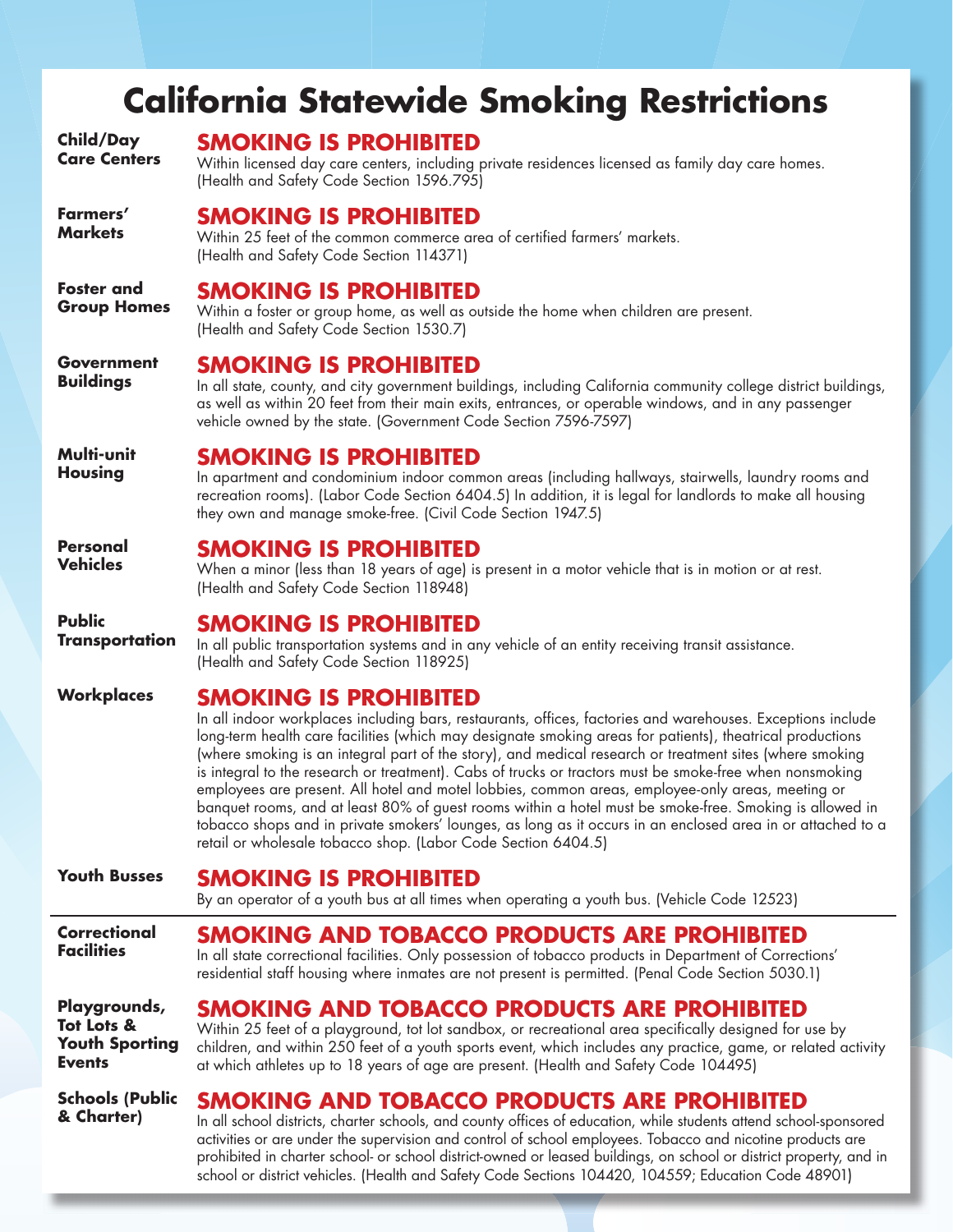# California Statewide Smoking Restrictions

**Child/Day Care Centers**

**SMOKING IS PROHIBITED**
Within licensed day care centers, including private residences licensed as family day care homes. (Health and Safety Code Section 1596.795)

**Farmers' Markets**

**SMOKING IS PROHIBITED**
Within 25 feet of the common commerce area of certified farmers' markets. (Health and Safety Code Section 114371)

**Foster and Group Homes**

**SMOKING IS PROHIBITED**
Within a foster or group home, as well as outside the home when children are present. (Health and Safety Code Section 1530.7)

**Government Buildings**

**SMOKING IS PROHIBITED**
In all state, county, and city government buildings, including California community college district buildings, as well as within 20 feet from their main exits, entrances, or operable windows, and in any passenger vehicle owned by the state. (Government Code Section 7596-7597)

**Multi-unit Housing**

**SMOKING IS PROHIBITED**
In apartment and condominium indoor common areas (including hallways, stairwells, laundry rooms and recreation rooms). (Labor Code Section 6404.5) In addition, it is legal for landlords to make all housing they own and manage smoke-free. (Civil Code Section 1947.5)

**Personal Vehicles**

**SMOKING IS PROHIBITED**
When a minor (less than 18 years of age) is present in a motor vehicle that is in motion or at rest. (Health and Safety Code Section 118948)

**Public Transportation**

**SMOKING IS PROHIBITED**
In all public transportation systems and in any vehicle of an entity receiving transit assistance. (Health and Safety Code Section 118925)

**Workplaces**

**SMOKING IS PROHIBITED**
In all indoor workplaces including bars, restaurants, offices, factories and warehouses. Exceptions include long-term health care facilities (which may designate smoking areas for patients), theatrical productions (where smoking is an integral part of the story), and medical research or treatment sites (where smoking is integral to the research or treatment). Cabs of trucks or tractors must be smoke-free when nonsmoking employees are present. All hotel and motel lobbies, common areas, employee-only areas, meeting or banquet rooms, and at least 80% of guest rooms within a hotel must be smoke-free. Smoking is allowed in tobacco shops and in private smokers' lounges, as long as it occurs in an enclosed area in or attached to a retail or wholesale tobacco shop. (Labor Code Section 6404.5)

**Youth Busses**

**SMOKING IS PROHIBITED**
By an operator of a youth bus at all times when operating a youth bus. (Vehicle Code 12523)

---

**Correctional Facilities**

**SMOKING AND TOBACCO PRODUCTS ARE PROHIBITED**
In all state correctional facilities. Only possession of tobacco products in Department of Corrections' residential staff housing where inmates are not present is permitted. (Penal Code Section 5030.1)

**Playgrounds, Tot Lots & Youth Sporting Events**

**SMOKING AND TOBACCO PRODUCTS ARE PROHIBITED**
Within 25 feet of a playground, tot lot sandbox, or recreational area specifically designed for use by children, and within 250 feet of a youth sports event, which includes any practice, game, or related activity at which athletes up to 18 years of age are present. (Health and Safety Code 104495)

**Schools (Public & Charter)**

**SMOKING AND TOBACCO PRODUCTS ARE PROHIBITED**
In all school districts, charter schools, and county offices of education, while students attend school-sponsored activities or are under the supervision and control of school employees. Tobacco and nicotine products are prohibited in charter school- or school district-owned or leased buildings, on school or district property, and in school or district vehicles. (Health and Safety Code Sections 104420, 104559; Education Code 48901)